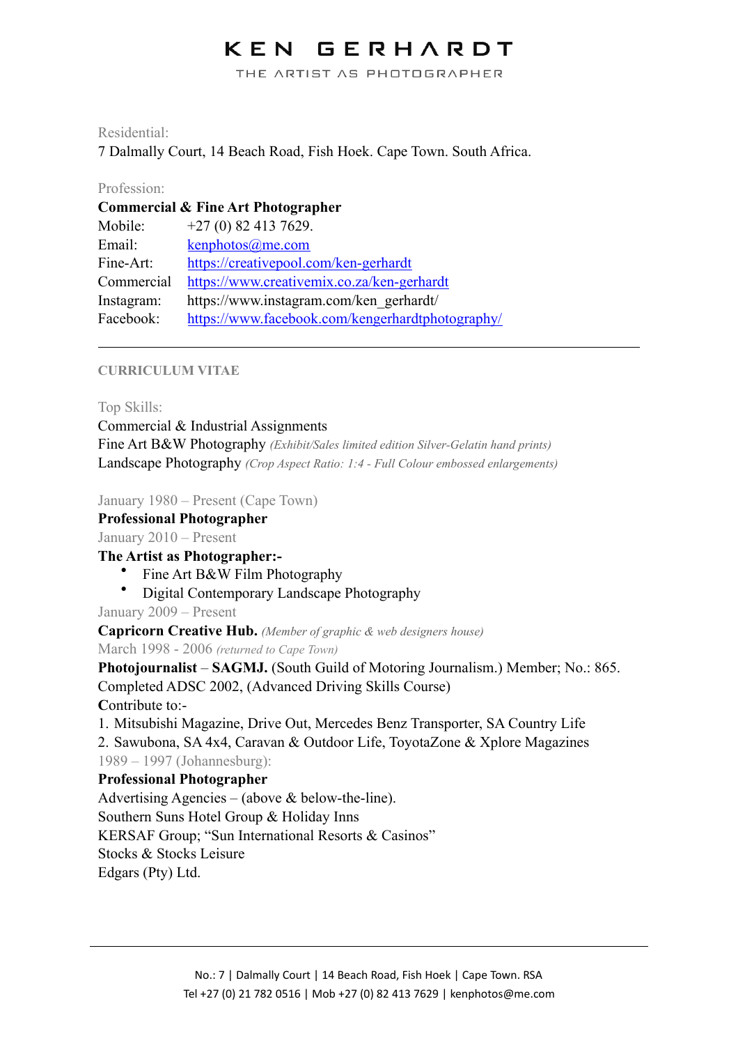# KEN GERHARDT

THE ARTIST AS PHOTOGRAPHER

Residential:

7 Dalmally Court, 14 Beach Road, Fish Hoek. Cape Town. South Africa.

Profession:

**Commercial & Fine Art Photographer**

| | |
|---|---|
| Mobile: | +27 (0) 82 413 7629. |
| Email: | kenphotos@me.com |
| Fine-Art: | https://creativepool.com/ken-gerhardt |
| Commercial | https://www.creativemix.co.za/ken-gerhardt |
| Instagram: | https://www.instagram.com/ken_gerhardt/ |
| Facebook: | https://www.facebook.com/kengerhardtphotography/ |

---

## CURRICULUM VITAE

Top Skills:

Commercial & Industrial Assignments

Fine Art B&W Photography *(Exhibit/Sales limited edition Silver-Gelatin hand prints)*

Landscape Photography *(Crop Aspect Ratio: 1:4 - Full Colour embossed enlargements)*

January 1980 – Present (Cape Town)

**Professional Photographer**

January 2010 – Present

**The Artist as Photographer:-**

- Fine Art B&W Film Photography
- Digital Contemporary Landscape Photography

January 2009 – Present

**Capricorn Creative Hub.** *(Member of graphic & web designers house)*

March 1998 - 2006 *(returned to Cape Town)*

**Photojournalist** – **SAGMJ.** (South Guild of Motoring Journalism.) Member; No.: 865.

Completed ADSC 2002, (Advanced Driving Skills Course)

**C**ontribute to:-

1. Mitsubishi Magazine, Drive Out, Mercedes Benz Transporter, SA Country Life
2. Sawubona, SA 4x4, Caravan & Outdoor Life, ToyotaZone & Xplore Magazines

1989 – 1997 (Johannesburg):

**Professional Photographer**

Advertising Agencies – (above & below-the-line).

Southern Suns Hotel Group & Holiday Inns

KERSAF Group; "Sun International Resorts & Casinos"

Stocks & Stocks Leisure

Edgars (Pty) Ltd.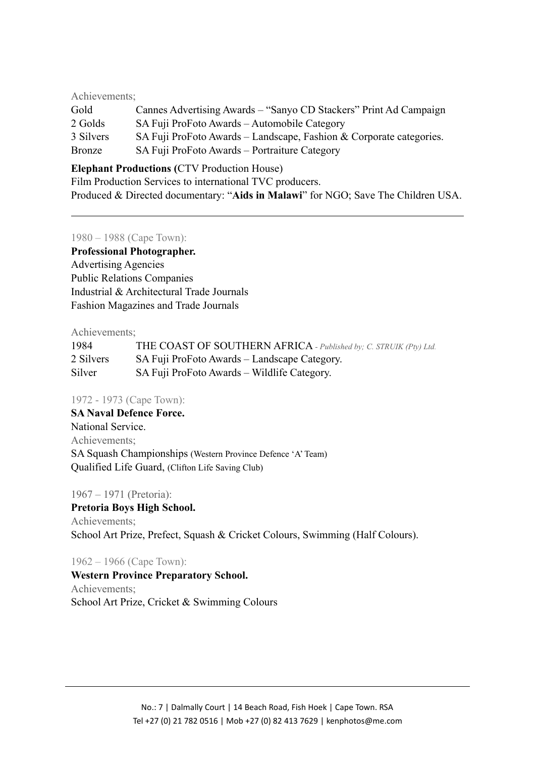Achievements;

| | |
|---|---|
| Gold | Cannes Advertising Awards – "Sanyo CD Stackers" Print Ad Campaign |
| 2 Golds | SA Fuji ProFoto Awards – Automobile Category |
| 3 Silvers | SA Fuji ProFoto Awards – Landscape, Fashion & Corporate categories. |
| Bronze | SA Fuji ProFoto Awards – Portraiture Category |

**Elephant Productions (**CTV Production House)
Film Production Services to international TVC producers.
Produced & Directed documentary: "**Aids in Malawi**" for NGO; Save The Children USA.

---

1980 – 1988 (Cape Town):

**Professional Photographer.**
Advertising Agencies
Public Relations Companies
Industrial & Architectural Trade Journals
Fashion Magazines and Trade Journals

Achievements;

| | |
|---|---|
| 1984 | THE COAST OF SOUTHERN AFRICA *- Published by; C. STRUIK (Pty) Ltd.* |
| 2 Silvers | SA Fuji ProFoto Awards – Landscape Category. |
| Silver | SA Fuji ProFoto Awards – Wildlife Category. |

1972 - 1973 (Cape Town):

**SA Naval Defence Force.**
National Service.
Achievements;
SA Squash Championships (Western Province Defence 'A' Team)
Qualified Life Guard, (Clifton Life Saving Club)

1967 – 1971 (Pretoria):

**Pretoria Boys High School.**
Achievements;
School Art Prize, Prefect, Squash & Cricket Colours, Swimming (Half Colours).

1962 – 1966 (Cape Town):

**Western Province Preparatory School.**
Achievements;
School Art Prize, Cricket & Swimming Colours

---

No.: 7 | Dalmally Court | 14 Beach Road, Fish Hoek | Cape Town. RSA
Tel +27 (0) 21 782 0516 | Mob +27 (0) 82 413 7629 | kenphotos@me.com